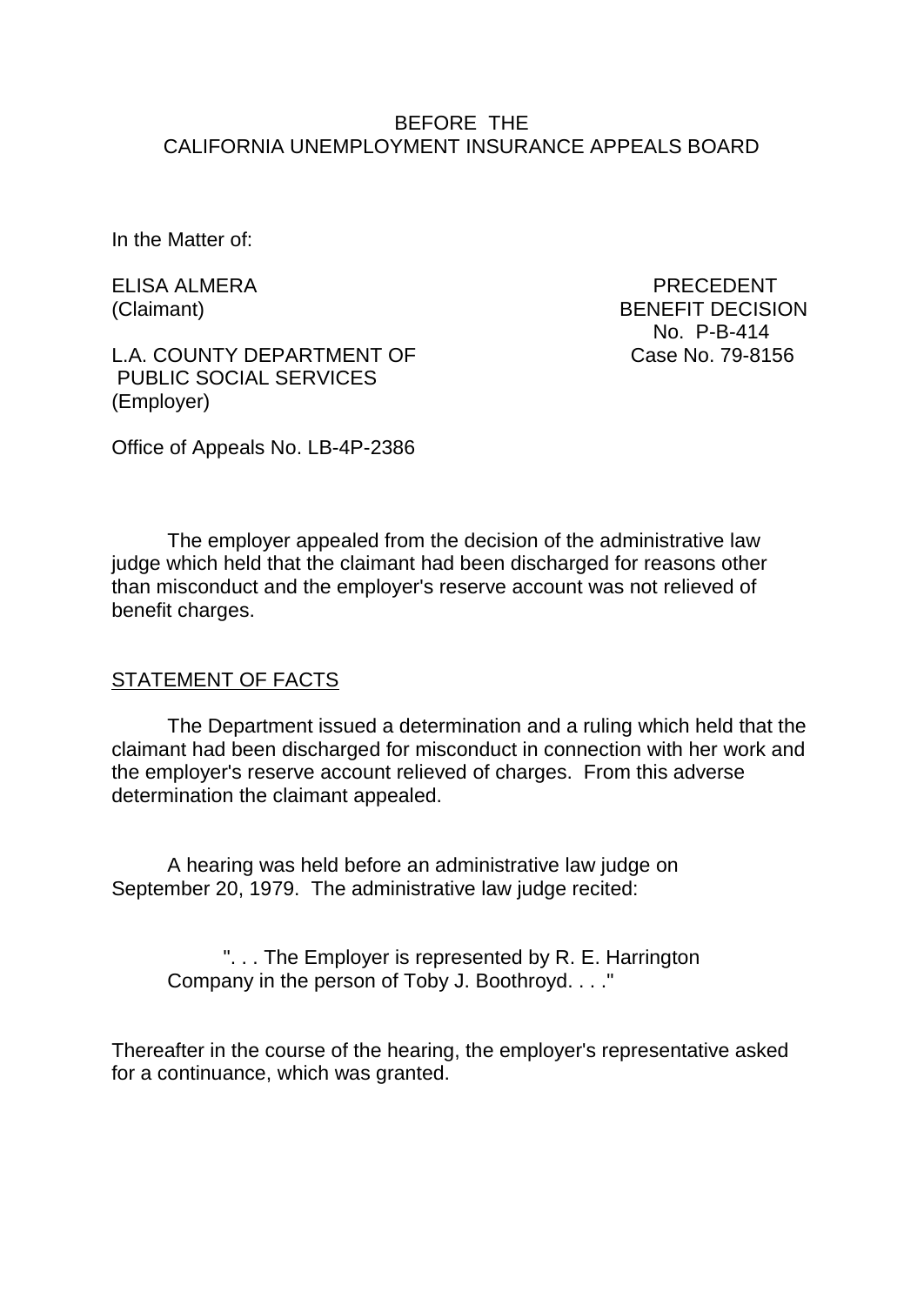BEFORE THE
CALIFORNIA UNEMPLOYMENT INSURANCE APPEALS BOARD

In the Matter of:

ELISA ALMERA
(Claimant)

L.A. COUNTY DEPARTMENT OF
PUBLIC SOCIAL SERVICES
(Employer)

PRECEDENT
BENEFIT DECISION
No. P-B-414
Case No. 79-8156

Office of Appeals No. LB-4P-2386

The employer appealed from the decision of the administrative law judge which held that the claimant had been discharged for reasons other than misconduct and the employer's reserve account was not relieved of benefit charges.

STATEMENT OF FACTS

The Department issued a determination and a ruling which held that the claimant had been discharged for misconduct in connection with her work and the employer's reserve account relieved of charges. From this adverse determination the claimant appealed.

A hearing was held before an administrative law judge on September 20, 1979. The administrative law judge recited:

> ". . . The Employer is represented by R. E. Harrington Company in the person of Toby J. Boothroyd. . . ."

Thereafter in the course of the hearing, the employer's representative asked for a continuance, which was granted.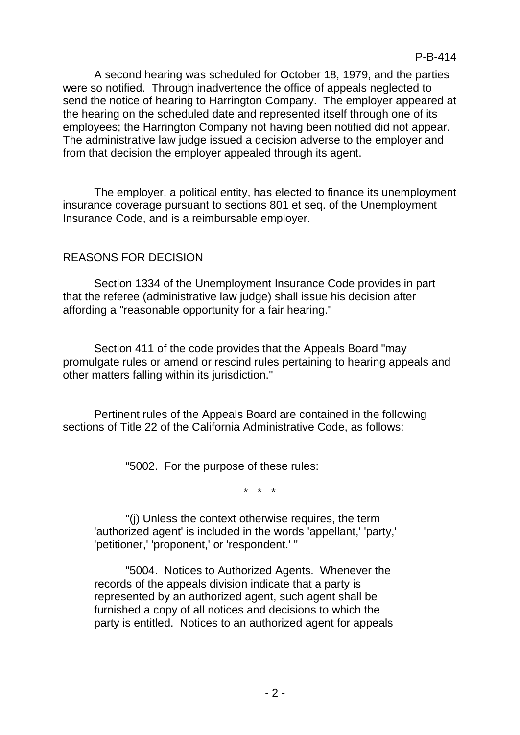A second hearing was scheduled for October 18, 1979, and the parties were so notified. Through inadvertence the office of appeals neglected to send the notice of hearing to Harrington Company. The employer appeared at the hearing on the scheduled date and represented itself through one of its employees; the Harrington Company not having been notified did not appear. The administrative law judge issued a decision adverse to the employer and from that decision the employer appealed through its agent.

The employer, a political entity, has elected to finance its unemployment insurance coverage pursuant to sections 801 et seq. of the Unemployment Insurance Code, and is a reimbursable employer.

## REASONS FOR DECISION

Section 1334 of the Unemployment Insurance Code provides in part that the referee (administrative law judge) shall issue his decision after affording a "reasonable opportunity for a fair hearing."

Section 411 of the code provides that the Appeals Board "may promulgate rules or amend or rescind rules pertaining to hearing appeals and other matters falling within its jurisdiction."

Pertinent rules of the Appeals Board are contained in the following sections of Title 22 of the California Administrative Code, as follows:

> "5002. For the purpose of these rules:
>
> \* \* \*
>
> "(j) Unless the context otherwise requires, the term 'authorized agent' is included in the words 'appellant,' 'party,' 'petitioner,' 'proponent,' or 'respondent.' "
>
> "5004. Notices to Authorized Agents. Whenever the records of the appeals division indicate that a party is represented by an authorized agent, such agent shall be furnished a copy of all notices and decisions to which the party is entitled. Notices to an authorized agent for appeals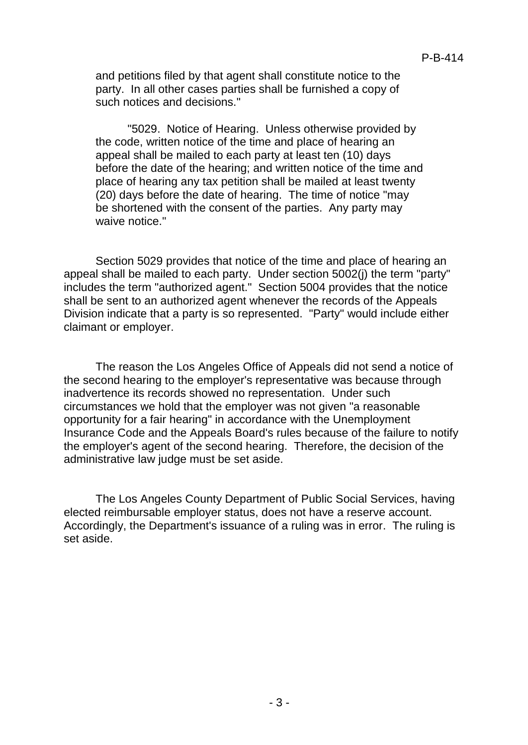and petitions filed by that agent shall constitute notice to the party. In all other cases parties shall be furnished a copy of such notices and decisions."

"5029. Notice of Hearing. Unless otherwise provided by the code, written notice of the time and place of hearing an appeal shall be mailed to each party at least ten (10) days before the date of the hearing; and written notice of the time and place of hearing any tax petition shall be mailed at least twenty (20) days before the date of hearing. The time of notice "may be shortened with the consent of the parties. Any party may waive notice."

Section 5029 provides that notice of the time and place of hearing an appeal shall be mailed to each party. Under section 5002(j) the term "party" includes the term "authorized agent." Section 5004 provides that the notice shall be sent to an authorized agent whenever the records of the Appeals Division indicate that a party is so represented. "Party" would include either claimant or employer.

The reason the Los Angeles Office of Appeals did not send a notice of the second hearing to the employer's representative was because through inadvertence its records showed no representation. Under such circumstances we hold that the employer was not given "a reasonable opportunity for a fair hearing" in accordance with the Unemployment Insurance Code and the Appeals Board's rules because of the failure to notify the employer's agent of the second hearing. Therefore, the decision of the administrative law judge must be set aside.

The Los Angeles County Department of Public Social Services, having elected reimbursable employer status, does not have a reserve account. Accordingly, the Department's issuance of a ruling was in error. The ruling is set aside.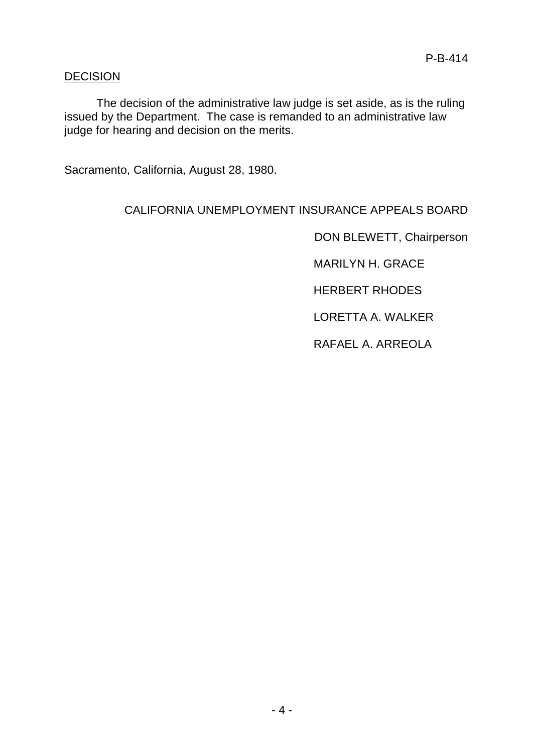## DECISION

The decision of the administrative law judge is set aside, as is the ruling issued by the Department. The case is remanded to an administrative law judge for hearing and decision on the merits.

Sacramento, California, August 28, 1980.

CALIFORNIA UNEMPLOYMENT INSURANCE APPEALS BOARD

DON BLEWETT, Chairperson

MARILYN H. GRACE

HERBERT RHODES

LORETTA A. WALKER

RAFAEL A. ARREOLA